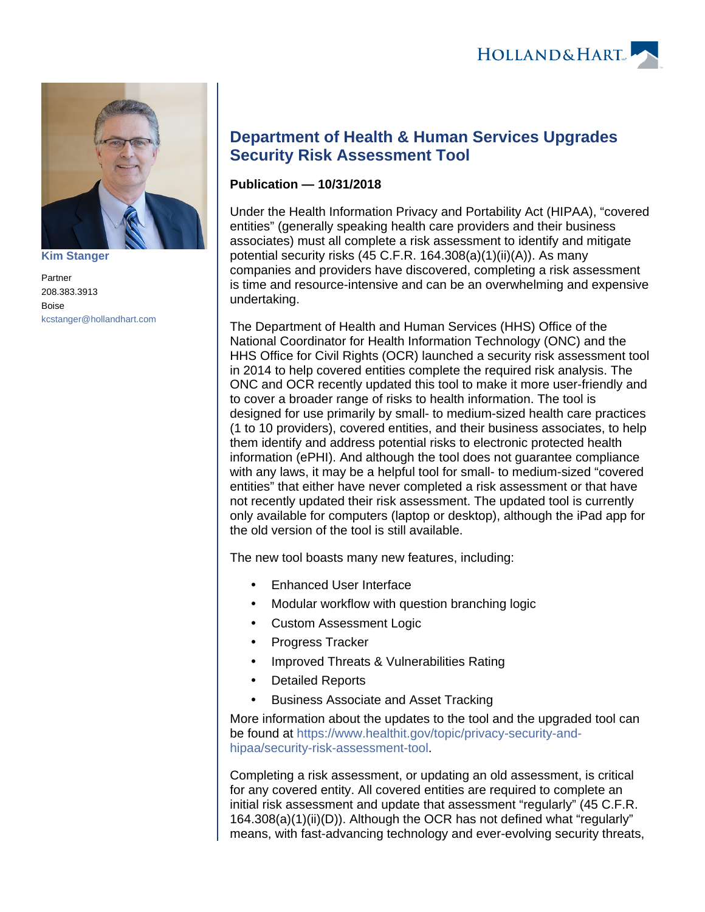Kim Stanger

Partner
208.383.3913
Boise
kcstanger@hollandhart.com

# Department of Health & Human Services Upgrades Security Risk Assessment Tool

**Publication — 10/31/2018**

Under the Health Information Privacy and Portability Act (HIPAA), "covered entities" (generally speaking health care providers and their business associates) must all complete a risk assessment to identify and mitigate potential security risks (45 C.F.R. 164.308(a)(1)(ii)(A)). As many companies and providers have discovered, completing a risk assessment is time and resource-intensive and can be an overwhelming and expensive undertaking.

The Department of Health and Human Services (HHS) Office of the National Coordinator for Health Information Technology (ONC) and the HHS Office for Civil Rights (OCR) launched a security risk assessment tool in 2014 to help covered entities complete the required risk analysis. The ONC and OCR recently updated this tool to make it more user-friendly and to cover a broader range of risks to health information. The tool is designed for use primarily by small- to medium-sized health care practices (1 to 10 providers), covered entities, and their business associates, to help them identify and address potential risks to electronic protected health information (ePHI). And although the tool does not guarantee compliance with any laws, it may be a helpful tool for small- to medium-sized "covered entities" that either have never completed a risk assessment or that have not recently updated their risk assessment. The updated tool is currently only available for computers (laptop or desktop), although the iPad app for the old version of the tool is still available.

The new tool boasts many new features, including:

- Enhanced User Interface
- Modular workflow with question branching logic
- Custom Assessment Logic
- Progress Tracker
- Improved Threats & Vulnerabilities Rating
- Detailed Reports
- Business Associate and Asset Tracking

More information about the updates to the tool and the upgraded tool can be found at https://www.healthit.gov/topic/privacy-security-and-hipaa/security-risk-assessment-tool.

Completing a risk assessment, or updating an old assessment, is critical for any covered entity. All covered entities are required to complete an initial risk assessment and update that assessment "regularly" (45 C.F.R. 164.308(a)(1)(ii)(D)). Although the OCR has not defined what "regularly" means, with fast-advancing technology and ever-evolving security threats,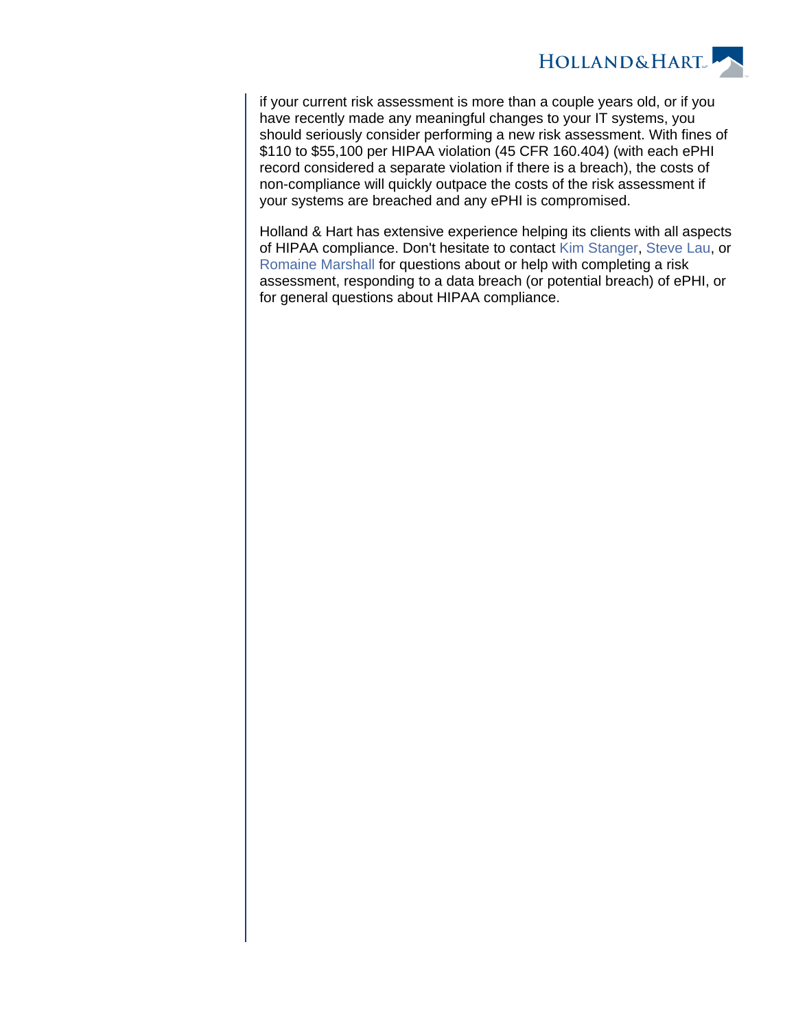if your current risk assessment is more than a couple years old, or if you have recently made any meaningful changes to your IT systems, you should seriously consider performing a new risk assessment. With fines of $110 to $55,100 per HIPAA violation (45 CFR 160.404) (with each ePHI record considered a separate violation if there is a breach), the costs of non-compliance will quickly outpace the costs of the risk assessment if your systems are breached and any ePHI is compromised.

Holland & Hart has extensive experience helping its clients with all aspects of HIPAA compliance. Don't hesitate to contact Kim Stanger, Steve Lau, or Romaine Marshall for questions about or help with completing a risk assessment, responding to a data breach (or potential breach) of ePHI, or for general questions about HIPAA compliance.